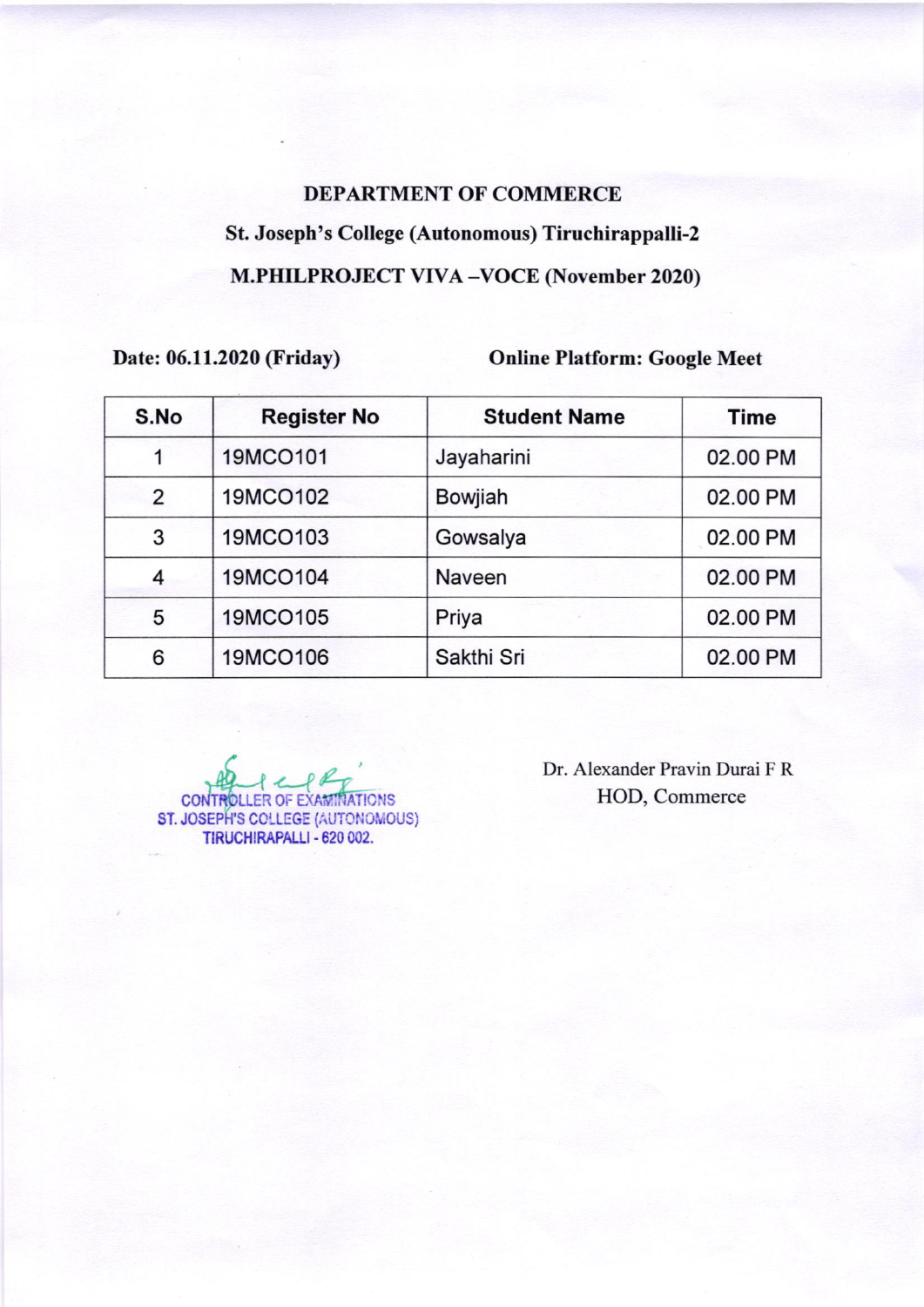**DEPARTMENT OF COMMERCE**

**St. Joseph's College (Autonomous) Tiruchirappalli-2**

**M.PHILPROJECT VIVA –VOCE (November 2020)**

**Date: 06.11.2020 (Friday)** **Online Platform: Google Meet**

| S.No | Register No | Student Name | Time |
|---|---|---|---|
| 1 | 19MCO101 | Jayaharini | 02.00 PM |
| 2 | 19MCO102 | Bowjiah | 02.00 PM |
| 3 | 19MCO103 | Gowsalya | 02.00 PM |
| 4 | 19MCO104 | Naveen | 02.00 PM |
| 5 | 19MCO105 | Priya | 02.00 PM |
| 6 | 19MCO106 | Sakthi Sri | 02.00 PM |

CONTROLLER OF EXAMINATIONS
ST. JOSEPH'S COLLEGE (AUTONOMOUS)
TIRUCHIRAPALLI - 620 002.

Dr. Alexander Pravin Durai F R
HOD, Commerce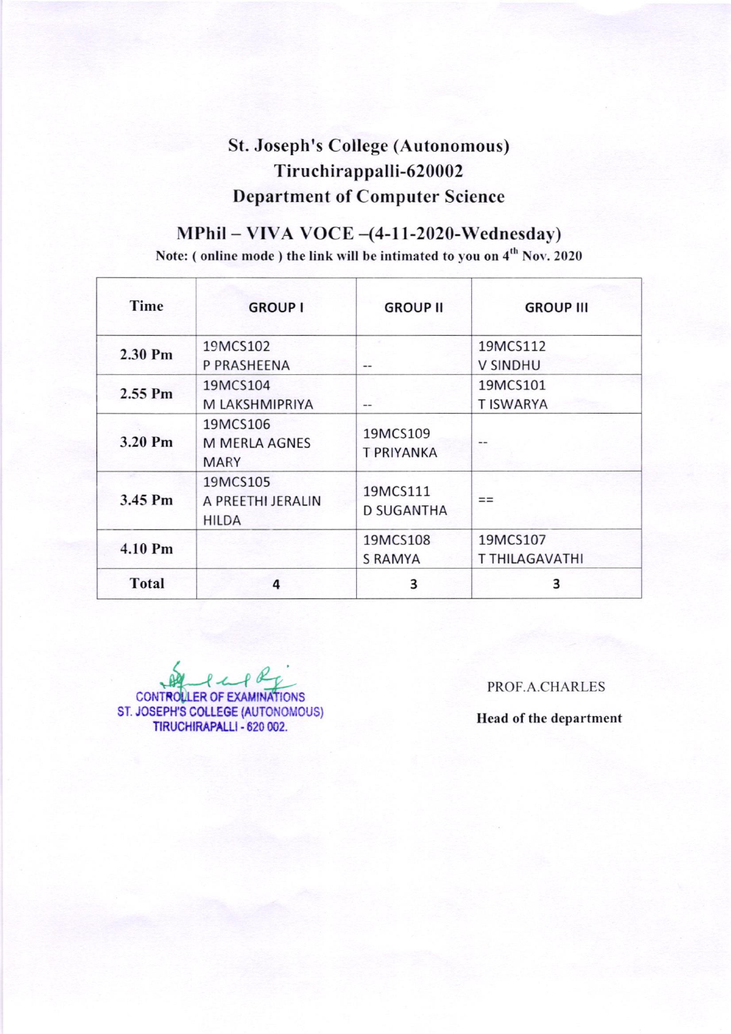# St. Joseph's College (Autonomous)
## Tiruchirappalli-620002
## Department of Computer Science

### MPhil – VIVA VOCE –(4-11-2020-Wednesday)

**Note: ( online mode ) the link will be intimated to you on 4th Nov. 2020**

| Time | GROUP I | GROUP II | GROUP III |
|---|---|---|---|
| 2.30 Pm | 19MCS102 P PRASHEENA | -- | 19MCS112 V SINDHU |
| 2.55 Pm | 19MCS104 M LAKSHMIPRIYA | -- | 19MCS101 T ISWARYA |
| 3.20 Pm | 19MCS106 M MERLA AGNES MARY | 19MCS109 T PRIYANKA | -- |
| 3.45 Pm | 19MCS105 A PREETHI JERALIN HILDA | 19MCS111 D SUGANTHA | == |
| 4.10 Pm | | 19MCS108 S RAMYA | 19MCS107 T THILAGAVATHI |
| Total | 4 | 3 | 3 |

CONTROLLER OF EXAMINATIONS
ST. JOSEPH'S COLLEGE (AUTONOMOUS)
TIRUCHIRAPALLI - 620 002.

PROF.A.CHARLES

**Head of the department**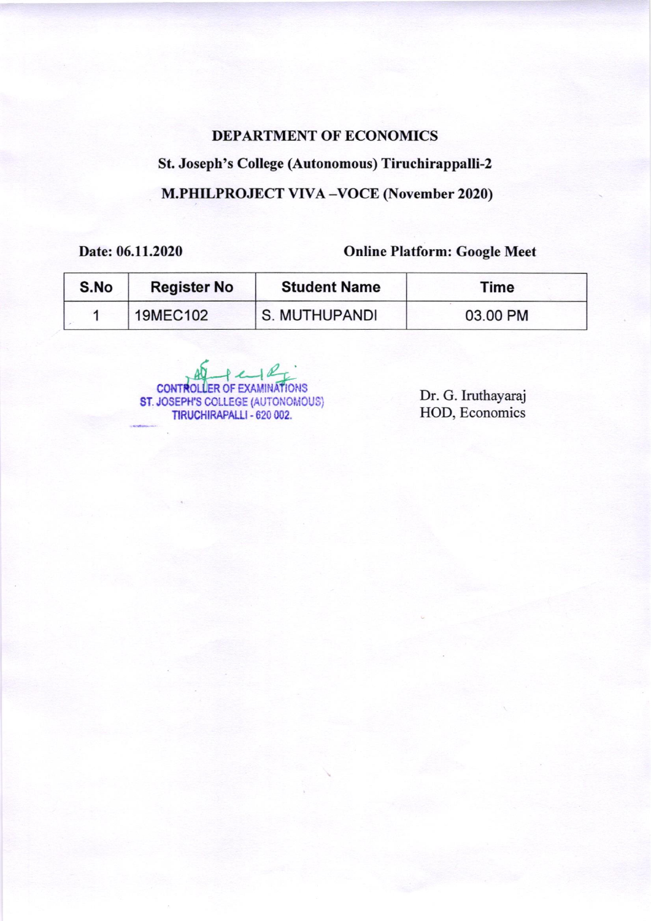**DEPARTMENT OF ECONOMICS**

**St. Joseph's College (Autonomous) Tiruchirappalli-2**

**M.PHILPROJECT VIVA –VOCE (November 2020)**

**Date: 06.11.2020** **Online Platform: Google Meet**

| S.No | Register No | Student Name | Time |
|---|---|---|---|
| 1 | 19MEC102 | S. MUTHUPANDI | 03.00 PM |

CONTROLLER OF EXAMINATIONS
ST. JOSEPH'S COLLEGE (AUTONOMOUS)
TIRUCHIRAPALLI - 620 002.

Dr. G. Iruthayaraj
HOD, Economics